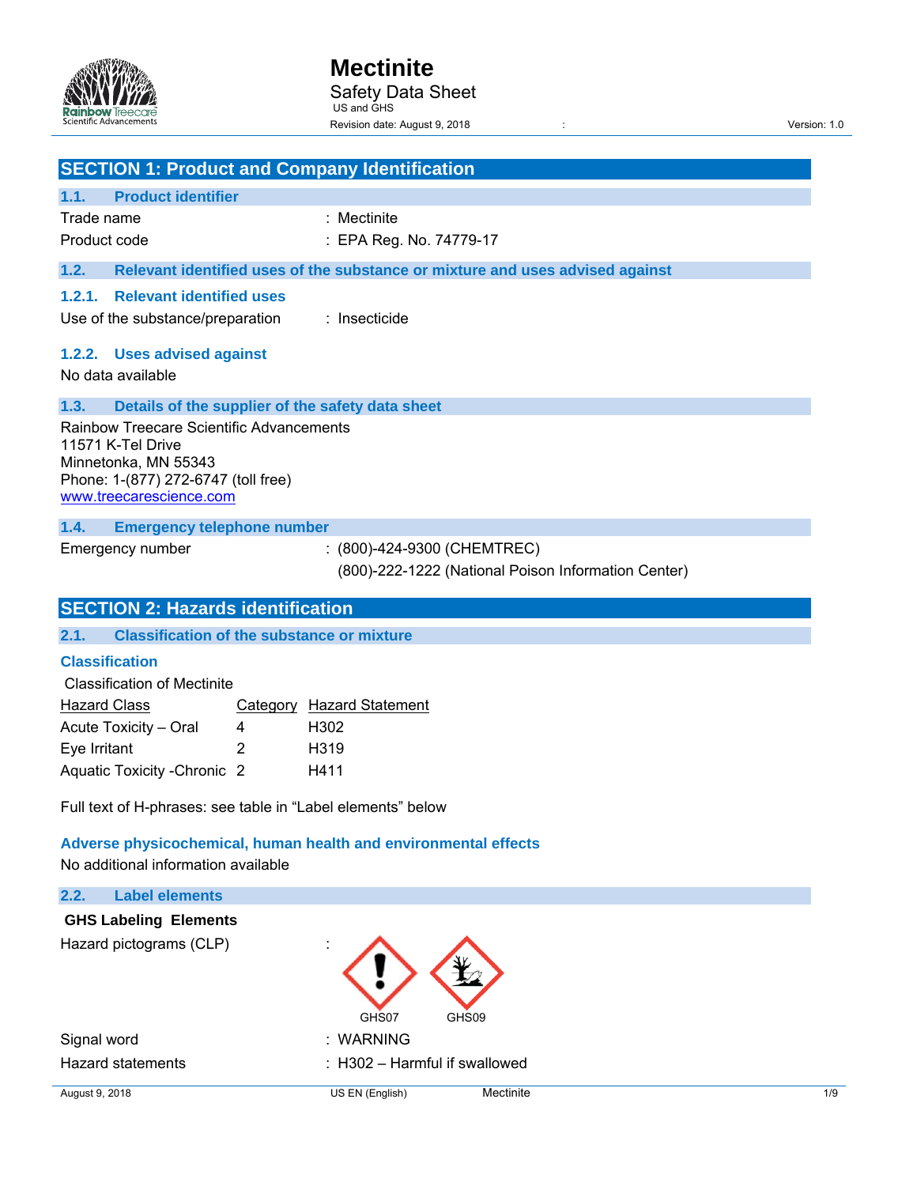# Mectinite

Safety Data Sheet

US and GHS

Revision date: August 9, 2018 : Version: 1.0

## SECTION 1: Product and Company Identification

### 1.1. Product identifier

Trade name : Mectinite

Product code : EPA Reg. No. 74779-17

### 1.2. Relevant identified uses of the substance or mixture and uses advised against

#### 1.2.1. Relevant identified uses

Use of the substance/preparation : Insecticide

#### 1.2.2. Uses advised against

No data available

### 1.3. Details of the supplier of the safety data sheet

Rainbow Treecare Scientific Advancements
11571 K-Tel Drive
Minnetonka, MN 55343
Phone: 1-(877) 272-6747 (toll free)
www.treecarescience.com

### 1.4. Emergency telephone number

Emergency number : (800)-424-9300 (CHEMTREC)
(800)-222-1222 (National Poison Information Center)

## SECTION 2: Hazards identification

### 2.1. Classification of the substance or mixture

#### Classification

Classification of Mectinite

| Hazard Class | Category | Hazard Statement |
|---|---|---|
| Acute Toxicity – Oral | 4 | H302 |
| Eye Irritant | 2 | H319 |
| Aquatic Toxicity -Chronic | 2 | H411 |

Full text of H-phrases: see table in "Label elements" below

#### Adverse physicochemical, human health and environmental effects

No additional information available

### 2.2. Label elements

**GHS Labeling Elements**

Hazard pictograms (CLP) : GHS07 GHS09

Signal word : WARNING

Hazard statements : H302 – Harmful if swallowed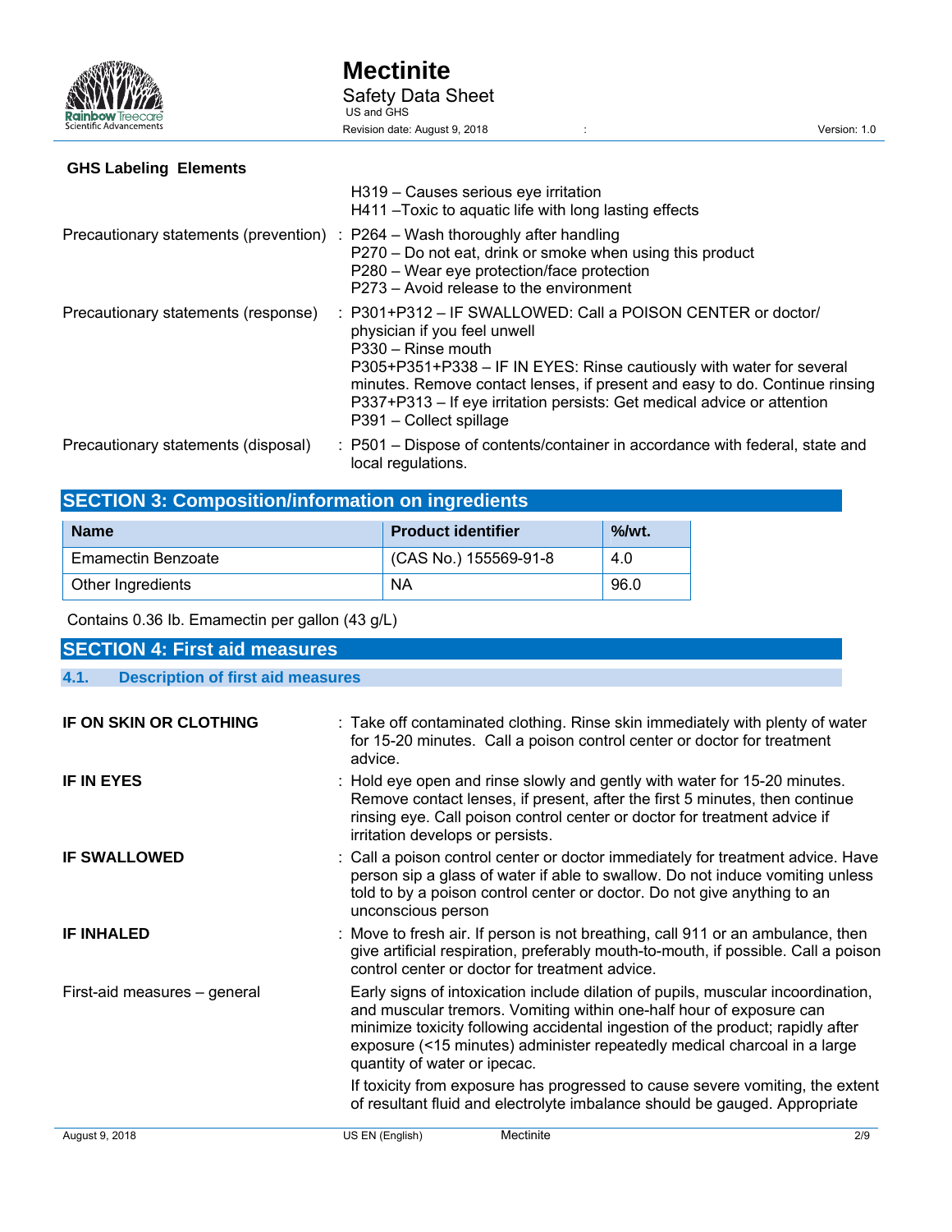**GHS Labeling Elements**

| | | |
|---|---|---|
| | | H319 – Causes serious eye irritation<br>H411 –Toxic to aquatic life with long lasting effects |
| Precautionary statements (prevention) | : | P264 – Wash thoroughly after handling<br>P270 – Do not eat, drink or smoke when using this product<br>P280 – Wear eye protection/face protection<br>P273 – Avoid release to the environment |
| Precautionary statements (response) | : | P301+P312 – IF SWALLOWED: Call a POISON CENTER or doctor/ physician if you feel unwell<br>P330 – Rinse mouth<br>P305+P351+P338 – IF IN EYES: Rinse cautiously with water for several minutes. Remove contact lenses, if present and easy to do. Continue rinsing<br>P337+P313 – If eye irritation persists: Get medical advice or attention<br>P391 – Collect spillage |
| Precautionary statements (disposal) | : | P501 – Dispose of contents/container in accordance with federal, state and local regulations. |

## SECTION 3: Composition/information on ingredients

| Name | Product identifier | %/wt. |
|---|---|---|
| Emamectin Benzoate | (CAS No.) 155569-91-8 | 4.0 |
| Other Ingredients | NA | 96.0 |

Contains 0.36 lb. Emamectin per gallon (43 g/L)

## SECTION 4: First aid measures

### 4.1. Description of first aid measures

**IF ON SKIN OR CLOTHING** : Take off contaminated clothing. Rinse skin immediately with plenty of water for 15-20 minutes. Call a poison control center or doctor for treatment advice.

**IF IN EYES** : Hold eye open and rinse slowly and gently with water for 15-20 minutes. Remove contact lenses, if present, after the first 5 minutes, then continue rinsing eye. Call poison control center or doctor for treatment advice if irritation develops or persists.

**IF SWALLOWED** : Call a poison control center or doctor immediately for treatment advice. Have person sip a glass of water if able to swallow. Do not induce vomiting unless told to by a poison control center or doctor. Do not give anything to an unconscious person

**IF INHALED** : Move to fresh air. If person is not breathing, call 911 or an ambulance, then give artificial respiration, preferably mouth-to-mouth, if possible. Call a poison control center or doctor for treatment advice.

First-aid measures – general : Early signs of intoxication include dilation of pupils, muscular incoordination, and muscular tremors. Vomiting within one-half hour of exposure can minimize toxicity following accidental ingestion of the product; rapidly after exposure (<15 minutes) administer repeatedly medical charcoal in a large quantity of water or ipecac.

If toxicity from exposure has progressed to cause severe vomiting, the extent of resultant fluid and electrolyte imbalance should be gauged. Appropriate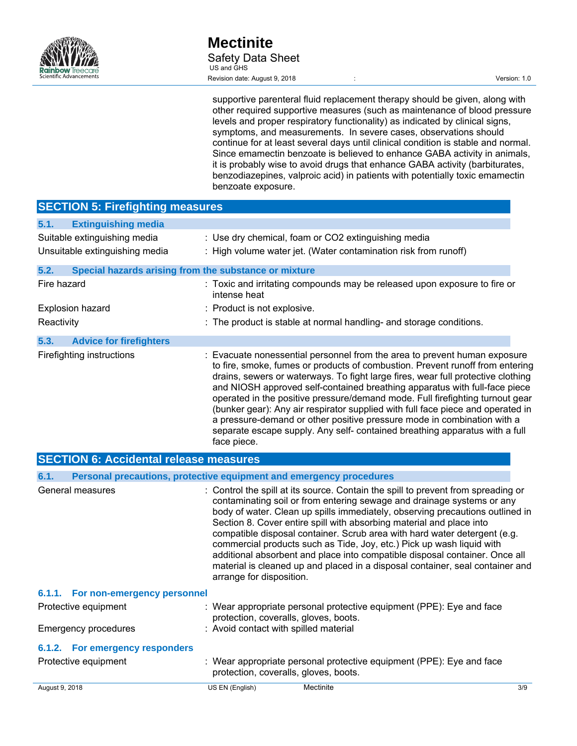supportive parenteral fluid replacement therapy should be given, along with other required supportive measures (such as maintenance of blood pressure levels and proper respiratory functionality) as indicated by clinical signs, symptoms, and measurements. In severe cases, observations should continue for at least several days until clinical condition is stable and normal. Since emamectin benzoate is believed to enhance GABA activity in animals, it is probably wise to avoid drugs that enhance GABA activity (barbiturates, benzodiazepines, valproic acid) in patients with potentially toxic emamectin benzoate exposure.

## SECTION 5: Firefighting measures

### 5.1. Extinguishing media

Suitable extinguishing media : Use dry chemical, foam or $CO_2$ extinguishing media

Unsuitable extinguishing media : High volume water jet. (Water contamination risk from runoff)

### 5.2. Special hazards arising from the substance or mixture

Fire hazard : Toxic and irritating compounds may be released upon exposure to fire or intense heat

Explosion hazard : Product is not explosive.

Reactivity : The product is stable at normal handling- and storage conditions.

### 5.3. Advice for firefighters

Firefighting instructions : Evacuate nonessential personnel from the area to prevent human exposure to fire, smoke, fumes or products of combustion. Prevent runoff from entering drains, sewers or waterways. To fight large fires, wear full protective clothing and NIOSH approved self-contained breathing apparatus with full-face piece operated in the positive pressure/demand mode. Full firefighting turnout gear (bunker gear): Any air respirator supplied with full face piece and operated in a pressure-demand or other positive pressure mode in combination with a separate escape supply. Any self- contained breathing apparatus with a full face piece.

## SECTION 6: Accidental release measures

### 6.1. Personal precautions, protective equipment and emergency procedures

General measures : Control the spill at its source. Contain the spill to prevent from spreading or contaminating soil or from entering sewage and drainage systems or any body of water. Clean up spills immediately, observing precautions outlined in Section 8. Cover entire spill with absorbing material and place into compatible disposal container. Scrub area with hard water detergent (e.g. commercial products such as Tide, Joy, etc.) Pick up wash liquid with additional absorbent and place into compatible disposal container. Once all material is cleaned up and placed in a disposal container, seal container and arrange for disposition.

#### 6.1.1. For non-emergency personnel

Protective equipment : Wear appropriate personal protective equipment (PPE): Eye and face protection, coveralls, gloves, boots.

Emergency procedures : Avoid contact with spilled material

#### 6.1.2. For emergency responders

Protective equipment : Wear appropriate personal protective equipment (PPE): Eye and face protection, coveralls, gloves, boots.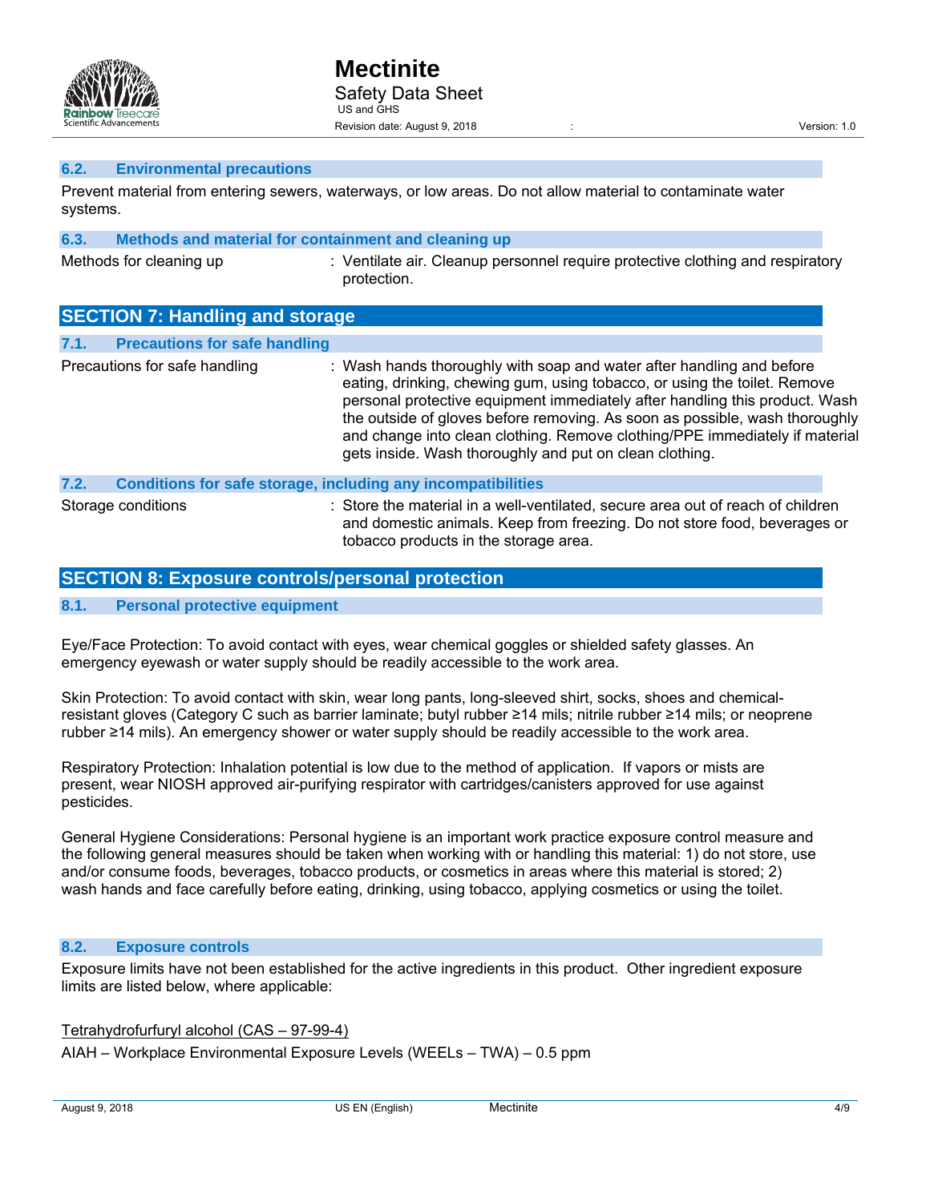### 6.2. Environmental precautions

Prevent material from entering sewers, waterways, or low areas. Do not allow material to contaminate water systems.

### 6.3. Methods and material for containment and cleaning up

Methods for cleaning up : Ventilate air. Cleanup personnel require protective clothing and respiratory protection.

## SECTION 7: Handling and storage

### 7.1. Precautions for safe handling

Precautions for safe handling : Wash hands thoroughly with soap and water after handling and before eating, drinking, chewing gum, using tobacco, or using the toilet. Remove personal protective equipment immediately after handling this product. Wash the outside of gloves before removing. As soon as possible, wash thoroughly and change into clean clothing. Remove clothing/PPE immediately if material gets inside. Wash thoroughly and put on clean clothing.

### 7.2. Conditions for safe storage, including any incompatibilities

Storage conditions : Store the material in a well-ventilated, secure area out of reach of children and domestic animals. Keep from freezing. Do not store food, beverages or tobacco products in the storage area.

## SECTION 8: Exposure controls/personal protection

### 8.1. Personal protective equipment

Eye/Face Protection: To avoid contact with eyes, wear chemical goggles or shielded safety glasses. An emergency eyewash or water supply should be readily accessible to the work area.

Skin Protection: To avoid contact with skin, wear long pants, long-sleeved shirt, socks, shoes and chemical-resistant gloves (Category C such as barrier laminate; butyl rubber ≥14 mils; nitrile rubber ≥14 mils; or neoprene rubber ≥14 mils). An emergency shower or water supply should be readily accessible to the work area.

Respiratory Protection: Inhalation potential is low due to the method of application. If vapors or mists are present, wear NIOSH approved air-purifying respirator with cartridges/canisters approved for use against pesticides.

General Hygiene Considerations: Personal hygiene is an important work practice exposure control measure and the following general measures should be taken when working with or handling this material: 1) do not store, use and/or consume foods, beverages, tobacco products, or cosmetics in areas where this material is stored; 2) wash hands and face carefully before eating, drinking, using tobacco, applying cosmetics or using the toilet.

### 8.2. Exposure controls

Exposure limits have not been established for the active ingredients in this product. Other ingredient exposure limits are listed below, where applicable:

Tetrahydrofurfuryl alcohol (CAS – 97-99-4)

AIAH – Workplace Environmental Exposure Levels (WEELs – TWA) – 0.5 ppm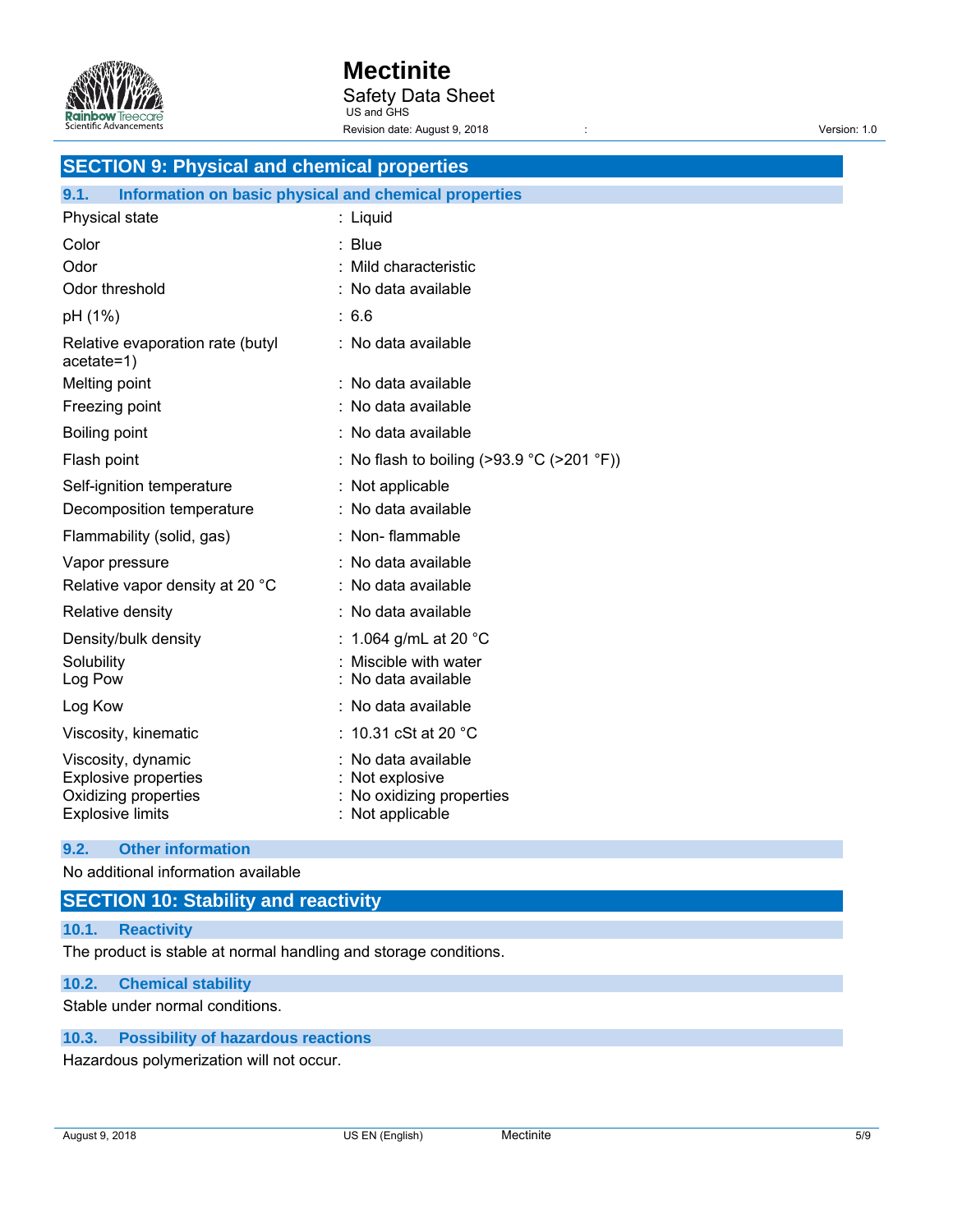## SECTION 9: Physical and chemical properties

### 9.1. Information on basic physical and chemical properties

| | |
|---|---|
| Physical state | : Liquid |
| Color | : Blue |
| Odor | : Mild characteristic |
| Odor threshold | : No data available |
| pH (1%) | : 6.6 |
| Relative evaporation rate (butyl acetate=1) | : No data available |
| Melting point | : No data available |
| Freezing point | : No data available |
| Boiling point | : No data available |
| Flash point | : No flash to boiling (>93.9 °C (>201 °F)) |
| Self-ignition temperature | : Not applicable |
| Decomposition temperature | : No data available |
| Flammability (solid, gas) | : Non- flammable |
| Vapor pressure | : No data available |
| Relative vapor density at 20 °C | : No data available |
| Relative density | : No data available |
| Density/bulk density | : 1.064 g/mL at 20 °C |
| Solubility | : Miscible with water |
| Log Pow | : No data available |
| Log Kow | : No data available |
| Viscosity, kinematic | : 10.31 cSt at 20 °C |
| Viscosity, dynamic | : No data available |
| Explosive properties | : Not explosive |
| Oxidizing properties | : No oxidizing properties |
| Explosive limits | : Not applicable |

### 9.2. Other information

No additional information available

## SECTION 10: Stability and reactivity

### 10.1. Reactivity

The product is stable at normal handling and storage conditions.

### 10.2. Chemical stability

Stable under normal conditions.

### 10.3. Possibility of hazardous reactions

Hazardous polymerization will not occur.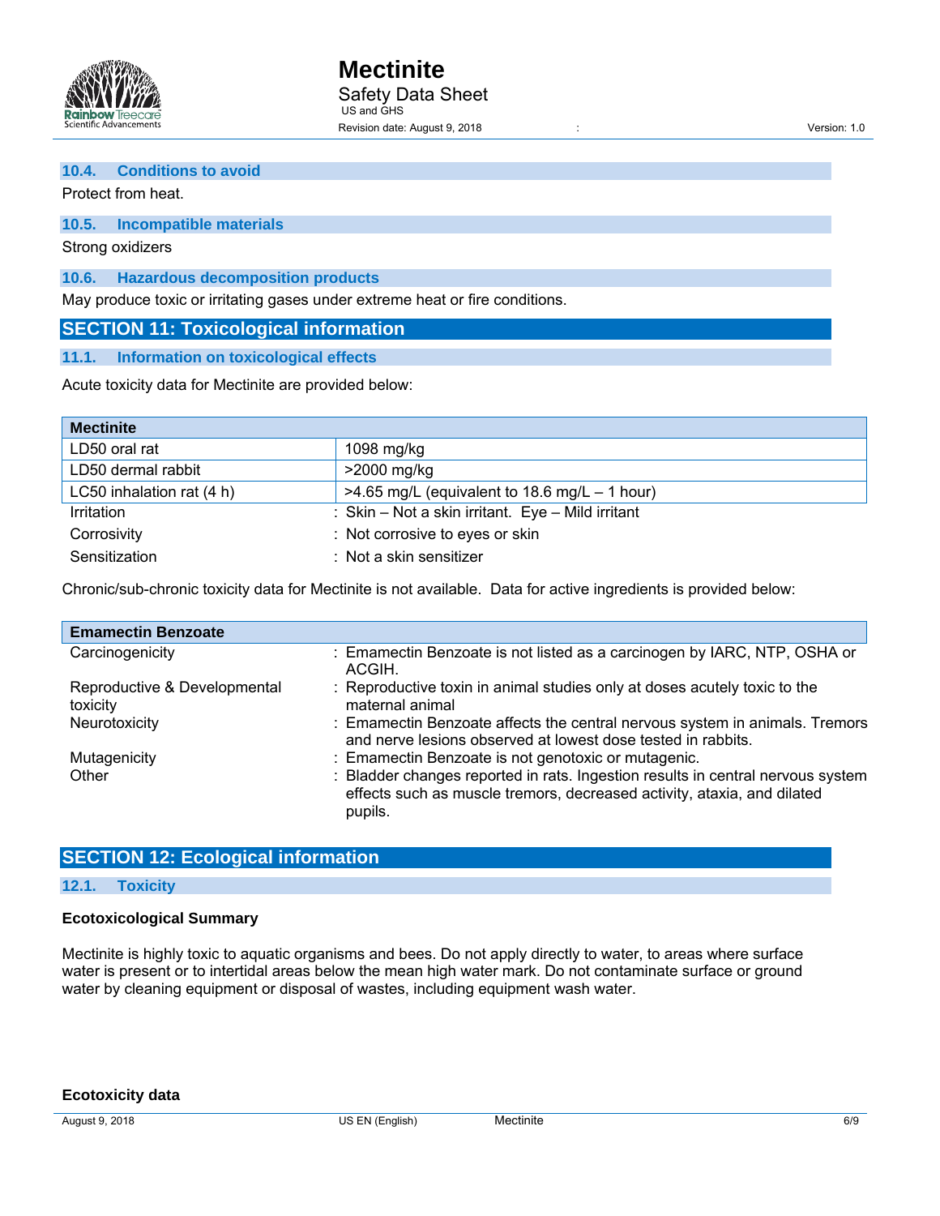### 10.4. Conditions to avoid

Protect from heat.

### 10.5. Incompatible materials

Strong oxidizers

### 10.6. Hazardous decomposition products

May produce toxic or irritating gases under extreme heat or fire conditions.

## SECTION 11: Toxicological information

### 11.1. Information on toxicological effects

Acute toxicity data for Mectinite are provided below:

| Mectinite | |
|---|---|
| LD50 oral rat | 1098 mg/kg |
| LD50 dermal rabbit | >2000 mg/kg |
| LC50 inhalation rat (4 h) | >4.65 mg/L (equivalent to 18.6 mg/L – 1 hour) |
| Irritation | Skin – Not a skin irritant. Eye – Mild irritant |
| Corrosivity | Not corrosive to eyes or skin |
| Sensitization | Not a skin sensitizer |

Chronic/sub-chronic toxicity data for Mectinite is not available. Data for active ingredients is provided below:

| Emamectin Benzoate | |
|---|---|
| Carcinogenicity | Emamectin Benzoate is not listed as a carcinogen by IARC, NTP, OSHA or ACGIH. |
| Reproductive & Developmental toxicity | Reproductive toxin in animal studies only at doses acutely toxic to the maternal animal |
| Neurotoxicity | Emamectin Benzoate affects the central nervous system in animals. Tremors and nerve lesions observed at lowest dose tested in rabbits. |
| Mutagenicity | Emamectin Benzoate is not genotoxic or mutagenic. |
| Other | Bladder changes reported in rats. Ingestion results in central nervous system effects such as muscle tremors, decreased activity, ataxia, and dilated pupils. |

## SECTION 12: Ecological information

### 12.1. Toxicity

**Ecotoxicological Summary**

Mectinite is highly toxic to aquatic organisms and bees. Do not apply directly to water, to areas where surface water is present or to intertidal areas below the mean high water mark. Do not contaminate surface or ground water by cleaning equipment or disposal of wastes, including equipment wash water.

**Ecotoxicity data**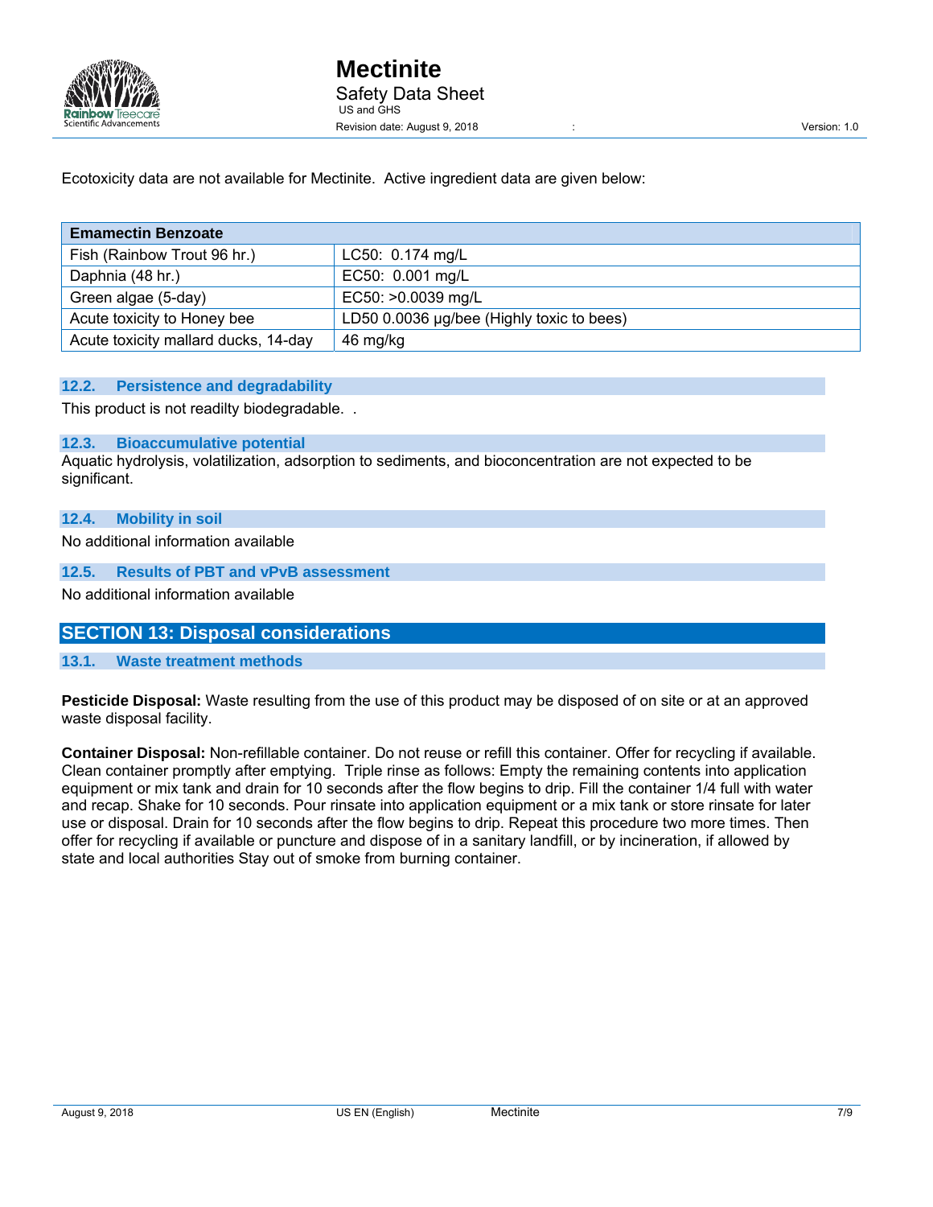Ecotoxicity data are not available for Mectinite. Active ingredient data are given below:

| Emamectin Benzoate | |
|---|---|
| Fish (Rainbow Trout 96 hr.) | LC50: 0.174 mg/L |
| Daphnia (48 hr.) | EC50: 0.001 mg/L |
| Green algae (5-day) | EC50: >0.0039 mg/L |
| Acute toxicity to Honey bee | LD50 0.0036 µg/bee (Highly toxic to bees) |
| Acute toxicity mallard ducks, 14-day | 46 mg/kg |

### 12.2. Persistence and degradability

This product is not readilty biodegradable. .

### 12.3. Bioaccumulative potential

Aquatic hydrolysis, volatilization, adsorption to sediments, and bioconcentration are not expected to be significant.

### 12.4. Mobility in soil

No additional information available

### 12.5. Results of PBT and vPvB assessment

No additional information available

## SECTION 13: Disposal considerations

### 13.1. Waste treatment methods

**Pesticide Disposal:** Waste resulting from the use of this product may be disposed of on site or at an approved waste disposal facility.

**Container Disposal:** Non-refillable container. Do not reuse or refill this container. Offer for recycling if available. Clean container promptly after emptying. Triple rinse as follows: Empty the remaining contents into application equipment or mix tank and drain for 10 seconds after the flow begins to drip. Fill the container 1/4 full with water and recap. Shake for 10 seconds. Pour rinsate into application equipment or a mix tank or store rinsate for later use or disposal. Drain for 10 seconds after the flow begins to drip. Repeat this procedure two more times. Then offer for recycling if available or puncture and dispose of in a sanitary landfill, or by incineration, if allowed by state and local authorities Stay out of smoke from burning container.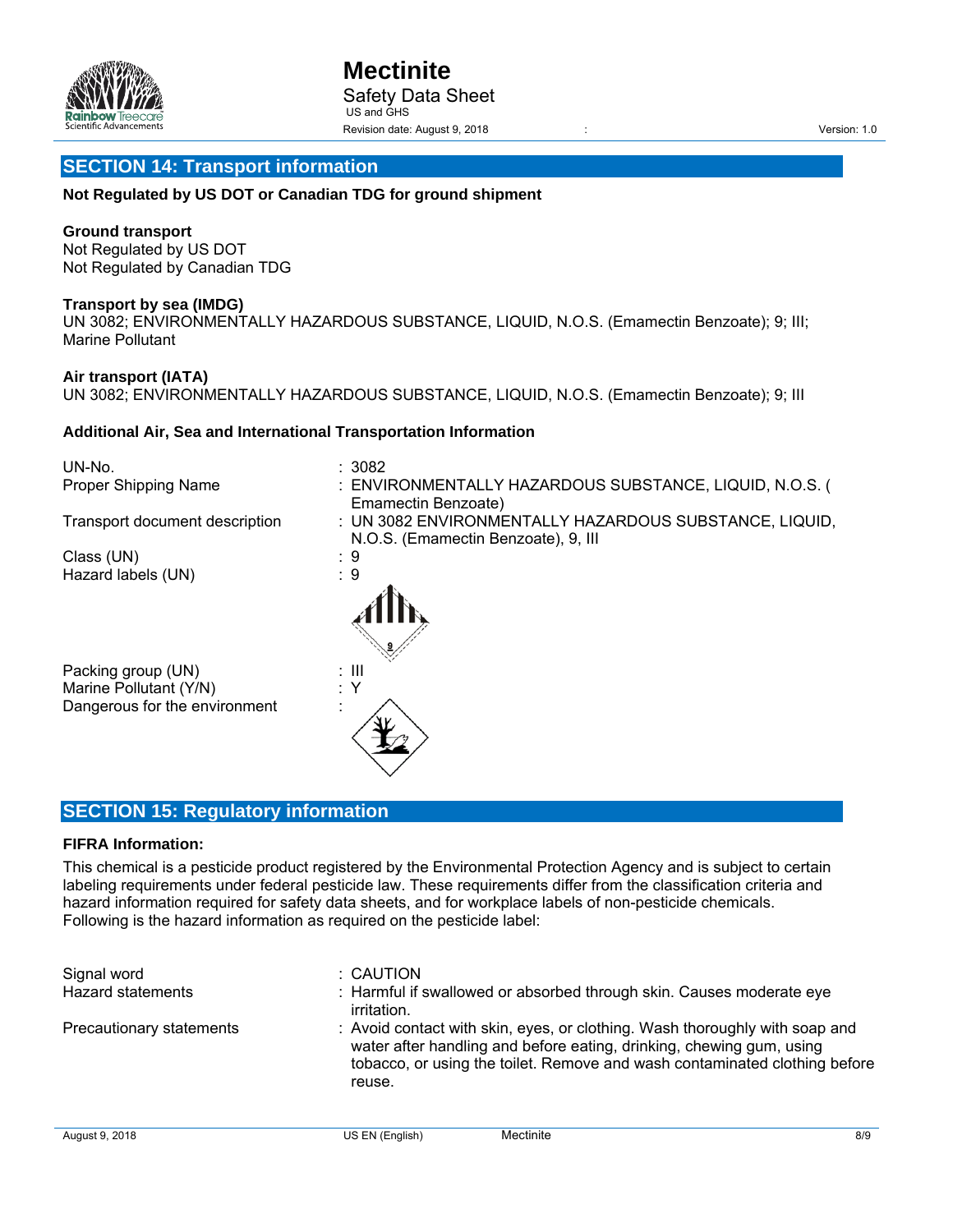## SECTION 14: Transport information

**Not Regulated by US DOT or Canadian TDG for ground shipment**

**Ground transport**
Not Regulated by US DOT
Not Regulated by Canadian TDG

**Transport by sea (IMDG)**
UN 3082; ENVIRONMENTALLY HAZARDOUS SUBSTANCE, LIQUID, N.O.S. (Emamectin Benzoate); 9; III; Marine Pollutant

**Air transport (IATA)**
UN 3082; ENVIRONMENTALLY HAZARDOUS SUBSTANCE, LIQUID, N.O.S. (Emamectin Benzoate); 9; III

**Additional Air, Sea and International Transportation Information**

| | |
|---|---|
| UN-No. | : 3082 |
| Proper Shipping Name | : ENVIRONMENTALLY HAZARDOUS SUBSTANCE, LIQUID, N.O.S. ( Emamectin Benzoate) |
| Transport document description | : UN 3082 ENVIRONMENTALLY HAZARDOUS SUBSTANCE, LIQUID, N.O.S. (Emamectin Benzoate), 9, III |
| Class (UN) | : 9 |
| Hazard labels (UN) | : 9 |
| Packing group (UN) | : III |
| Marine Pollutant (Y/N) | : Y |
| Dangerous for the environment | : |

## SECTION 15: Regulatory information

**FIFRA Information:**

This chemical is a pesticide product registered by the Environmental Protection Agency and is subject to certain labeling requirements under federal pesticide law. These requirements differ from the classification criteria and hazard information required for safety data sheets, and for workplace labels of non-pesticide chemicals. Following is the hazard information as required on the pesticide label:

| | |
|---|---|
| Signal word | : CAUTION |
| Hazard statements | : Harmful if swallowed or absorbed through skin. Causes moderate eye irritation. |
| Precautionary statements | : Avoid contact with skin, eyes, or clothing. Wash thoroughly with soap and water after handling and before eating, drinking, chewing gum, using tobacco, or using the toilet. Remove and wash contaminated clothing before reuse. |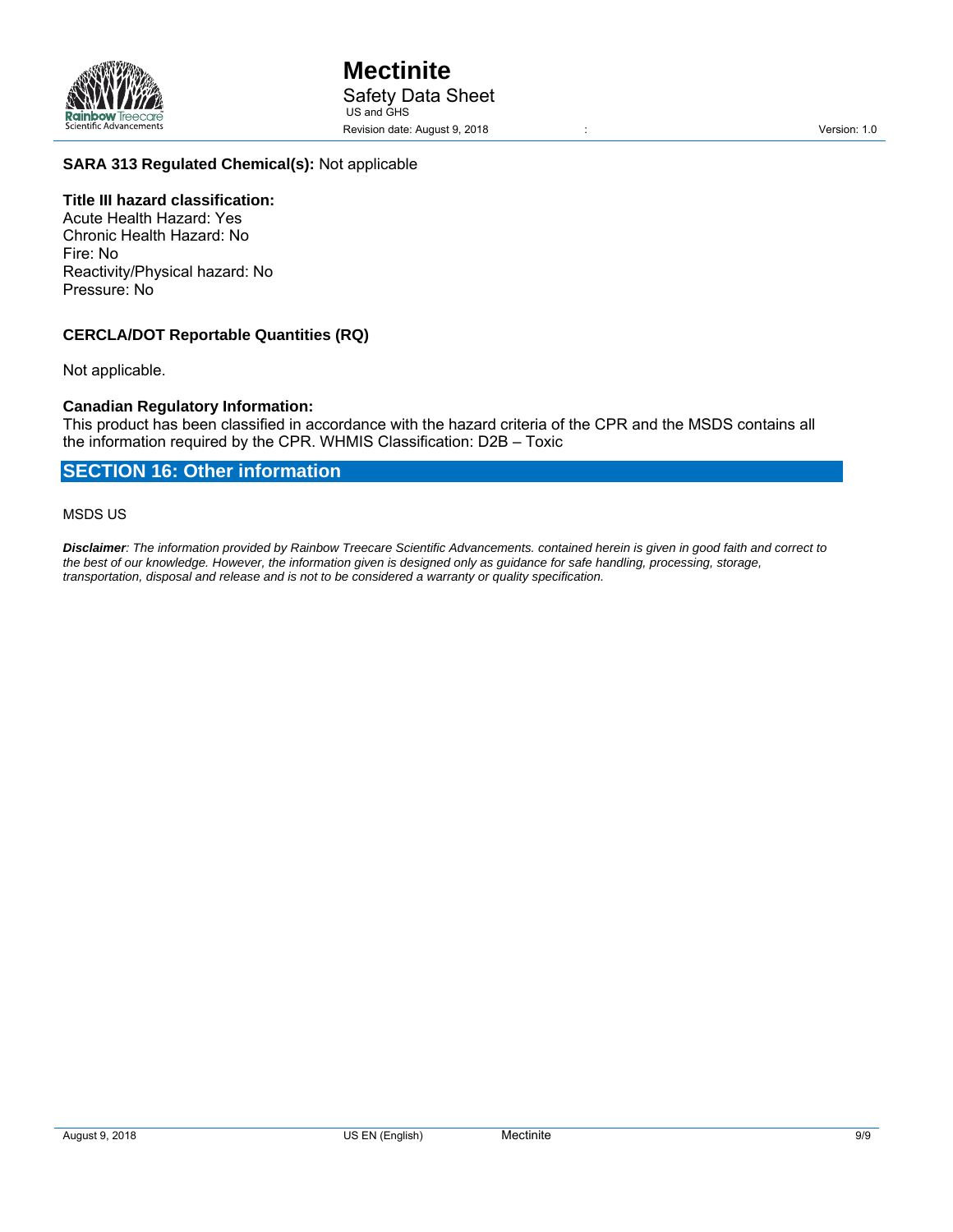**SARA 313 Regulated Chemical(s):** Not applicable

**Title III hazard classification:**
Acute Health Hazard: Yes
Chronic Health Hazard: No
Fire: No
Reactivity/Physical hazard: No
Pressure: No

**CERCLA/DOT Reportable Quantities (RQ)**

Not applicable.

**Canadian Regulatory Information:**
This product has been classified in accordance with the hazard criteria of the CPR and the MSDS contains all the information required by the CPR. WHMIS Classification: D2B – Toxic

## SECTION 16: Other information

MSDS US

***Disclaimer**: The information provided by Rainbow Treecare Scientific Advancements. contained herein is given in good faith and correct to the best of our knowledge. However, the information given is designed only as guidance for safe handling, processing, storage, transportation, disposal and release and is not to be considered a warranty or quality specification.*